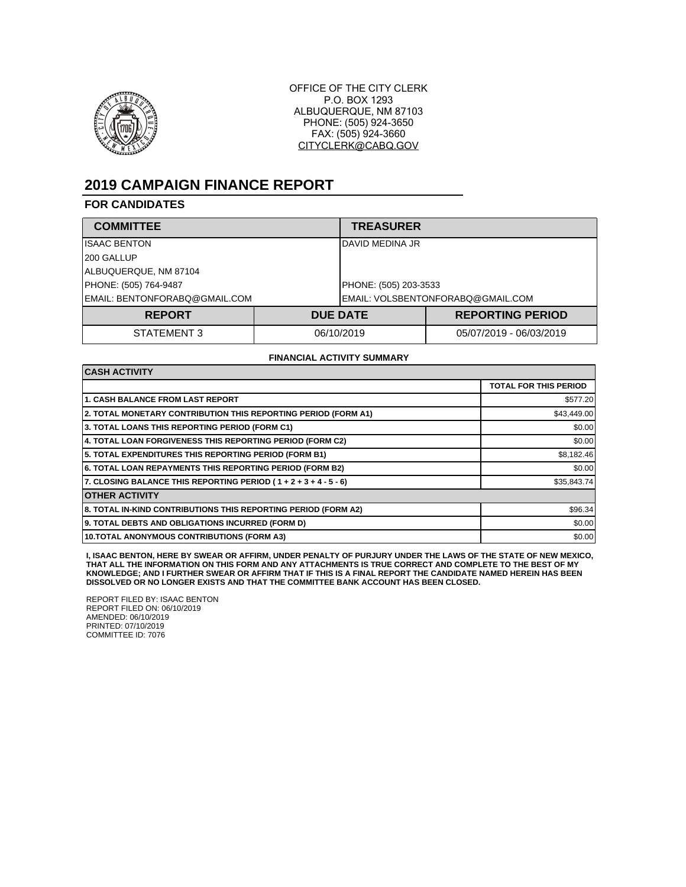OFFICE OF THE CITY CLERK
P.O. BOX 1293
ALBUQUERQUE, NM 87103
PHONE: (505) 924-3650
FAX: (505) 924-3660
CITYCLERK@CABQ.GOV

# 2019 CAMPAIGN FINANCE REPORT

## FOR CANDIDATES

| COMMITTEE | TREASURER |
|---|---|
| ISAAC BENTON | DAVID MEDINA JR |
| 200 GALLUP | |
| ALBUQUERQUE, NM 87104 | |
| PHONE: (505) 764-9487 | PHONE: (505) 203-3533 |
| EMAIL: BENTONFORABQ@GMAIL.COM | EMAIL: VOLSBENTONFORABQ@GMAIL.COM |

| REPORT | DUE DATE | REPORTING PERIOD |
|---|---|---|
| STATEMENT 3 | 06/10/2019 | 05/07/2019 - 06/03/2019 |

**FINANCIAL ACTIVITY SUMMARY**

| CASH ACTIVITY | |
|---|---|
| | TOTAL FOR THIS PERIOD |
| 1. CASH BALANCE FROM LAST REPORT | $577.20 |
| 2. TOTAL MONETARY CONTRIBUTION THIS REPORTING PERIOD (FORM A1) | $43,449.00 |
| 3. TOTAL LOANS THIS REPORTING PERIOD (FORM C1) | $0.00 |
| 4. TOTAL LOAN FORGIVENESS THIS REPORTING PERIOD (FORM C2) | $0.00 |
| 5. TOTAL EXPENDITURES THIS REPORTING PERIOD (FORM B1) | $8,182.46 |
| 6. TOTAL LOAN REPAYMENTS THIS REPORTING PERIOD (FORM B2) | $0.00 |
| 7. CLOSING BALANCE THIS REPORTING PERIOD ( 1 + 2 + 3 + 4 - 5 - 6) | $35,843.74 |
| **OTHER ACTIVITY** | |
| 8. TOTAL IN-KIND CONTRIBUTIONS THIS REPORTING PERIOD (FORM A2) | $96.34 |
| 9. TOTAL DEBTS AND OBLIGATIONS INCURRED (FORM D) | $0.00 |
| 10.TOTAL ANONYMOUS CONTRIBUTIONS (FORM A3) | $0.00 |

**I, ISAAC BENTON, HERE BY SWEAR OR AFFIRM, UNDER PENALTY OF PURJURY UNDER THE LAWS OF THE STATE OF NEW MEXICO, THAT ALL THE INFORMATION ON THIS FORM AND ANY ATTACHMENTS IS TRUE CORRECT AND COMPLETE TO THE BEST OF MY KNOWLEDGE; AND I FURTHER SWEAR OR AFFIRM THAT IF THIS IS A FINAL REPORT THE CANDIDATE NAMED HEREIN HAS BEEN DISSOLVED OR NO LONGER EXISTS AND THAT THE COMMITTEE BANK ACCOUNT HAS BEEN CLOSED.**

REPORT FILED BY: ISAAC BENTON
REPORT FILED ON: 06/10/2019
AMENDED: 06/10/2019
PRINTED: 07/10/2019
COMMITTEE ID: 7076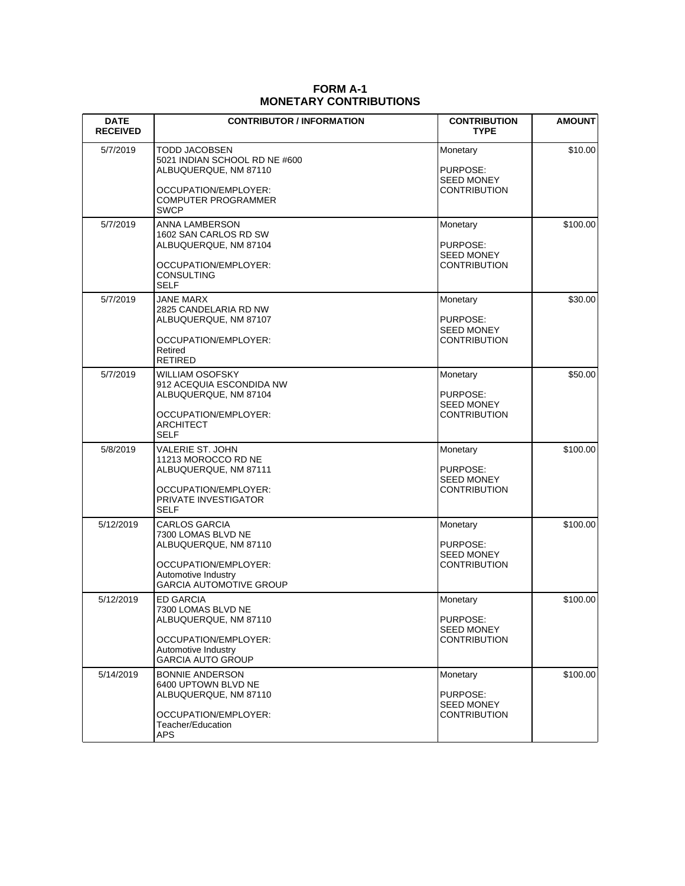# FORM A-1
# MONETARY CONTRIBUTIONS

| DATE RECEIVED | CONTRIBUTOR / INFORMATION | CONTRIBUTION TYPE | AMOUNT |
|---|---|---|---|
| 5/7/2019 | TODD JACOBSEN<br>5021 INDIAN SCHOOL RD NE #600<br>ALBUQUERQUE, NM 87110<br><br>OCCUPATION/EMPLOYER:<br>COMPUTER PROGRAMMER<br>SWCP | Monetary<br><br>PURPOSE:<br>SEED MONEY CONTRIBUTION | $10.00 |
| 5/7/2019 | ANNA LAMBERSON<br>1602 SAN CARLOS RD SW<br>ALBUQUERQUE, NM 87104<br><br>OCCUPATION/EMPLOYER:<br>CONSULTING<br>SELF | Monetary<br><br>PURPOSE:<br>SEED MONEY CONTRIBUTION | $100.00 |
| 5/7/2019 | JANE MARX<br>2825 CANDELARIA RD NW<br>ALBUQUERQUE, NM 87107<br><br>OCCUPATION/EMPLOYER:<br>Retired<br>RETIRED | Monetary<br><br>PURPOSE:<br>SEED MONEY CONTRIBUTION | $30.00 |
| 5/7/2019 | WILLIAM OSOFSKY<br>912 ACEQUIA ESCONDIDA NW<br>ALBUQUERQUE, NM 87104<br><br>OCCUPATION/EMPLOYER:<br>ARCHITECT<br>SELF | Monetary<br><br>PURPOSE:<br>SEED MONEY CONTRIBUTION | $50.00 |
| 5/8/2019 | VALERIE ST. JOHN<br>11213 MOROCCO RD NE<br>ALBUQUERQUE, NM 87111<br><br>OCCUPATION/EMPLOYER:<br>PRIVATE INVESTIGATOR<br>SELF | Monetary<br><br>PURPOSE:<br>SEED MONEY CONTRIBUTION | $100.00 |
| 5/12/2019 | CARLOS GARCIA<br>7300 LOMAS BLVD NE<br>ALBUQUERQUE, NM 87110<br><br>OCCUPATION/EMPLOYER:<br>Automotive Industry<br>GARCIA AUTOMOTIVE GROUP | Monetary<br><br>PURPOSE:<br>SEED MONEY CONTRIBUTION | $100.00 |
| 5/12/2019 | ED GARCIA<br>7300 LOMAS BLVD NE<br>ALBUQUERQUE, NM 87110<br><br>OCCUPATION/EMPLOYER:<br>Automotive Industry<br>GARCIA AUTO GROUP | Monetary<br><br>PURPOSE:<br>SEED MONEY CONTRIBUTION | $100.00 |
| 5/14/2019 | BONNIE ANDERSON<br>6400 UPTOWN BLVD NE<br>ALBUQUERQUE, NM 87110<br><br>OCCUPATION/EMPLOYER:<br>Teacher/Education<br>APS | Monetary<br><br>PURPOSE:<br>SEED MONEY CONTRIBUTION | $100.00 |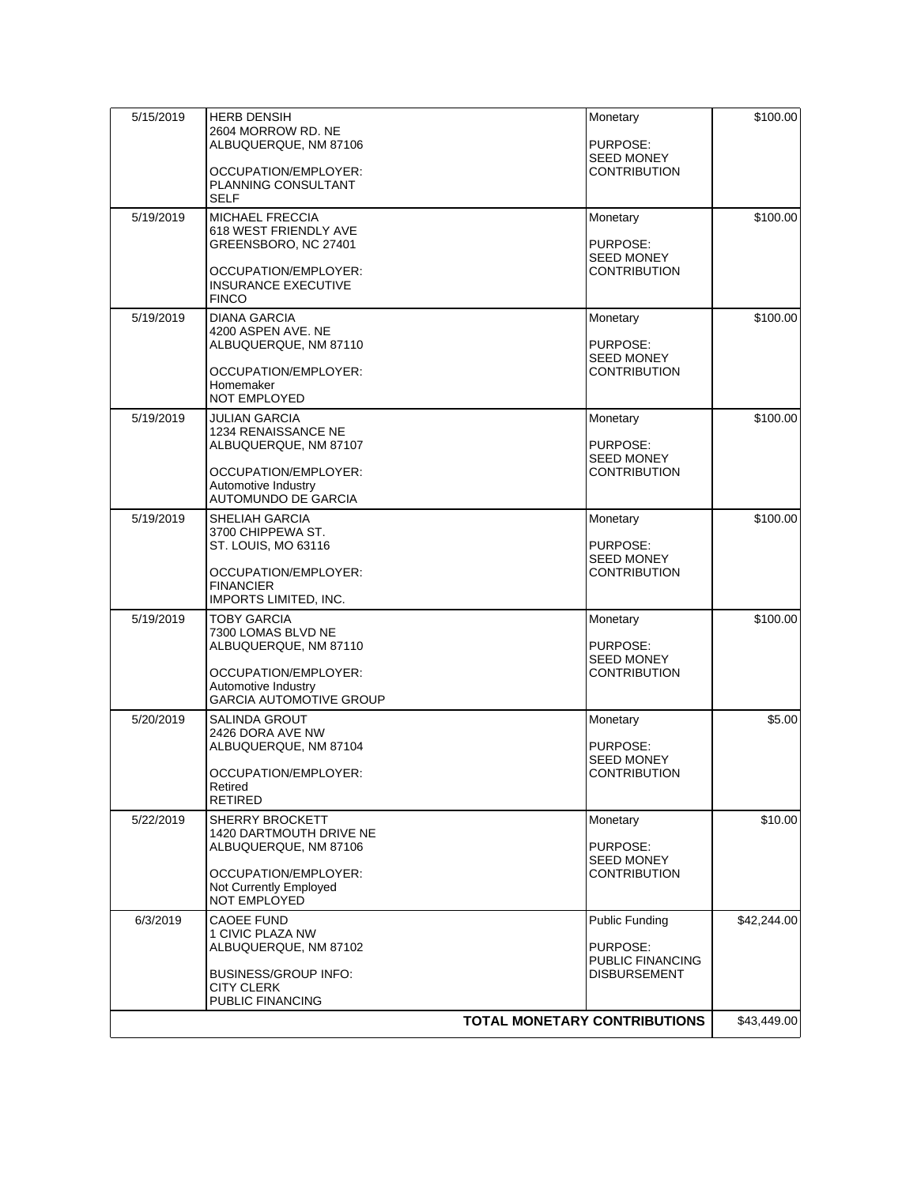| Date | Contributor | Type / Purpose | Amount |
|---|---|---|---|
| 5/15/2019 | HERB DENSIH<br>2604 MORROW RD. NE<br>ALBUQUERQUE, NM 87106<br><br>OCCUPATION/EMPLOYER:<br>PLANNING CONSULTANT<br>SELF | Monetary<br><br>PURPOSE:<br>SEED MONEY CONTRIBUTION | $100.00 |
| 5/19/2019 | MICHAEL FRECCIA<br>618 WEST FRIENDLY AVE<br>GREENSBORO, NC 27401<br><br>OCCUPATION/EMPLOYER:<br>INSURANCE EXECUTIVE<br>FINCO | Monetary<br><br>PURPOSE:<br>SEED MONEY CONTRIBUTION | $100.00 |
| 5/19/2019 | DIANA GARCIA<br>4200 ASPEN AVE. NE<br>ALBUQUERQUE, NM 87110<br><br>OCCUPATION/EMPLOYER:<br>Homemaker<br>NOT EMPLOYED | Monetary<br><br>PURPOSE:<br>SEED MONEY CONTRIBUTION | $100.00 |
| 5/19/2019 | JULIAN GARCIA<br>1234 RENAISSANCE NE<br>ALBUQUERQUE, NM 87107<br><br>OCCUPATION/EMPLOYER:<br>Automotive Industry<br>AUTOMUNDO DE GARCIA | Monetary<br><br>PURPOSE:<br>SEED MONEY CONTRIBUTION | $100.00 |
| 5/19/2019 | SHELIAH GARCIA<br>3700 CHIPPEWA ST.<br>ST. LOUIS, MO 63116<br><br>OCCUPATION/EMPLOYER:<br>FINANCIER<br>IMPORTS LIMITED, INC. | Monetary<br><br>PURPOSE:<br>SEED MONEY CONTRIBUTION | $100.00 |
| 5/19/2019 | TOBY GARCIA<br>7300 LOMAS BLVD NE<br>ALBUQUERQUE, NM 87110<br><br>OCCUPATION/EMPLOYER:<br>Automotive Industry<br>GARCIA AUTOMOTIVE GROUP | Monetary<br><br>PURPOSE:<br>SEED MONEY CONTRIBUTION | $100.00 |
| 5/20/2019 | SALINDA GROUT<br>2426 DORA AVE NW<br>ALBUQUERQUE, NM 87104<br><br>OCCUPATION/EMPLOYER:<br>Retired<br>RETIRED | Monetary<br><br>PURPOSE:<br>SEED MONEY CONTRIBUTION | $5.00 |
| 5/22/2019 | SHERRY BROCKETT<br>1420 DARTMOUTH DRIVE NE<br>ALBUQUERQUE, NM 87106<br><br>OCCUPATION/EMPLOYER:<br>Not Currently Employed<br>NOT EMPLOYED | Monetary<br><br>PURPOSE:<br>SEED MONEY CONTRIBUTION | $10.00 |
| 6/3/2019 | CAOEE FUND<br>1 CIVIC PLAZA NW<br>ALBUQUERQUE, NM 87102<br><br>BUSINESS/GROUP INFO:<br>CITY CLERK<br>PUBLIC FINANCING | Public Funding<br><br>PURPOSE:<br>PUBLIC FINANCING DISBURSEMENT | $42,244.00 |
| | | **TOTAL MONETARY CONTRIBUTIONS** | $43,449.00 |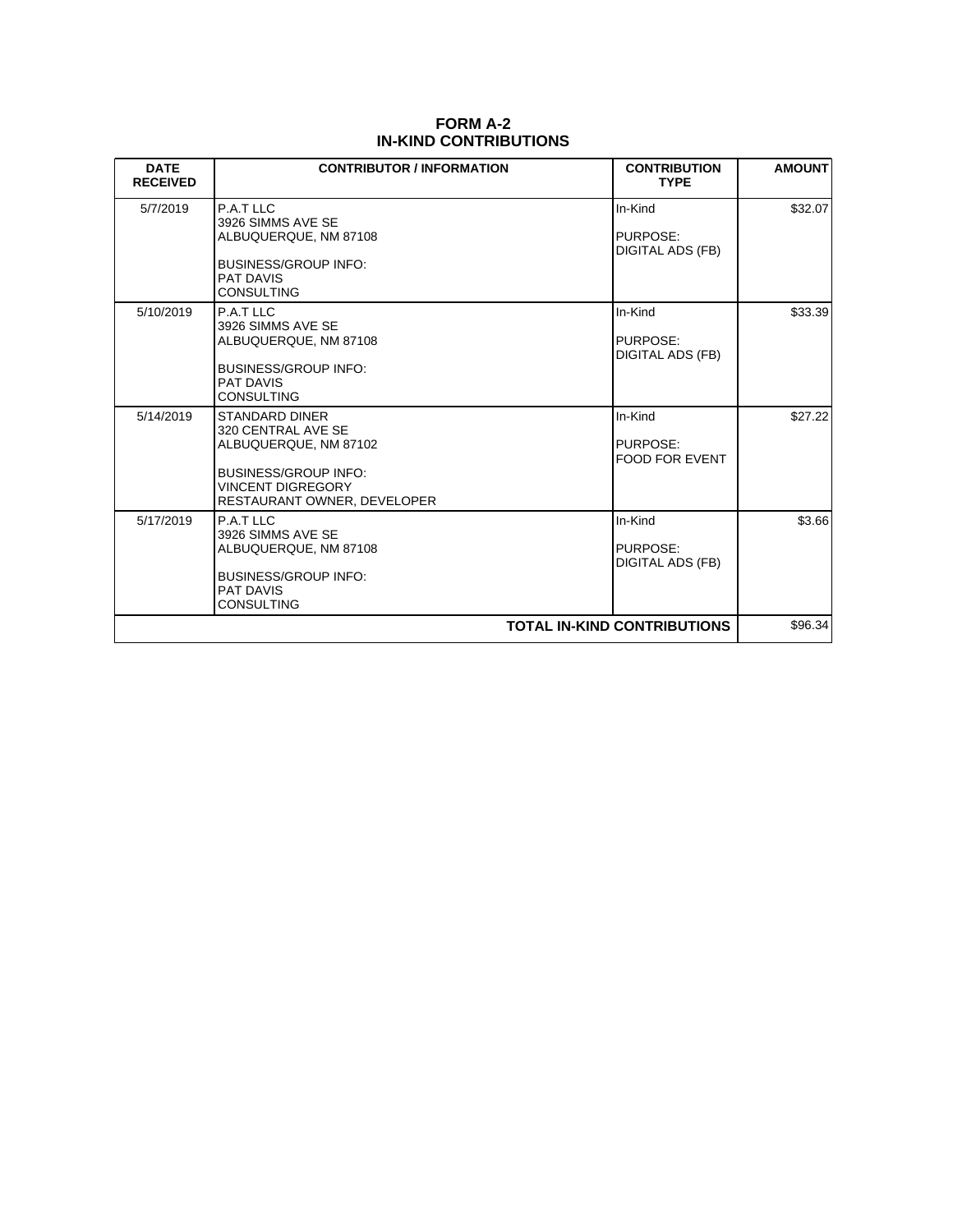# FORM A-2
## IN-KIND CONTRIBUTIONS

| DATE RECEIVED | CONTRIBUTOR / INFORMATION | CONTRIBUTION TYPE | AMOUNT |
|---|---|---|---|
| 5/7/2019 | P.A.T LLC<br>3926 SIMMS AVE SE<br>ALBUQUERQUE, NM 87108<br><br>BUSINESS/GROUP INFO:<br>PAT DAVIS<br>CONSULTING | In-Kind<br><br>PURPOSE:<br>DIGITAL ADS (FB) | $32.07 |
| 5/10/2019 | P.A.T LLC<br>3926 SIMMS AVE SE<br>ALBUQUERQUE, NM 87108<br><br>BUSINESS/GROUP INFO:<br>PAT DAVIS<br>CONSULTING | In-Kind<br><br>PURPOSE:<br>DIGITAL ADS (FB) | $33.39 |
| 5/14/2019 | STANDARD DINER<br>320 CENTRAL AVE SE<br>ALBUQUERQUE, NM 87102<br><br>BUSINESS/GROUP INFO:<br>VINCENT DIGREGORY<br>RESTAURANT OWNER, DEVELOPER | In-Kind<br><br>PURPOSE:<br>FOOD FOR EVENT | $27.22 |
| 5/17/2019 | P.A.T LLC<br>3926 SIMMS AVE SE<br>ALBUQUERQUE, NM 87108<br><br>BUSINESS/GROUP INFO:<br>PAT DAVIS<br>CONSULTING | In-Kind<br><br>PURPOSE:<br>DIGITAL ADS (FB) | $3.66 |
| | | **TOTAL IN-KIND CONTRIBUTIONS** | $96.34 |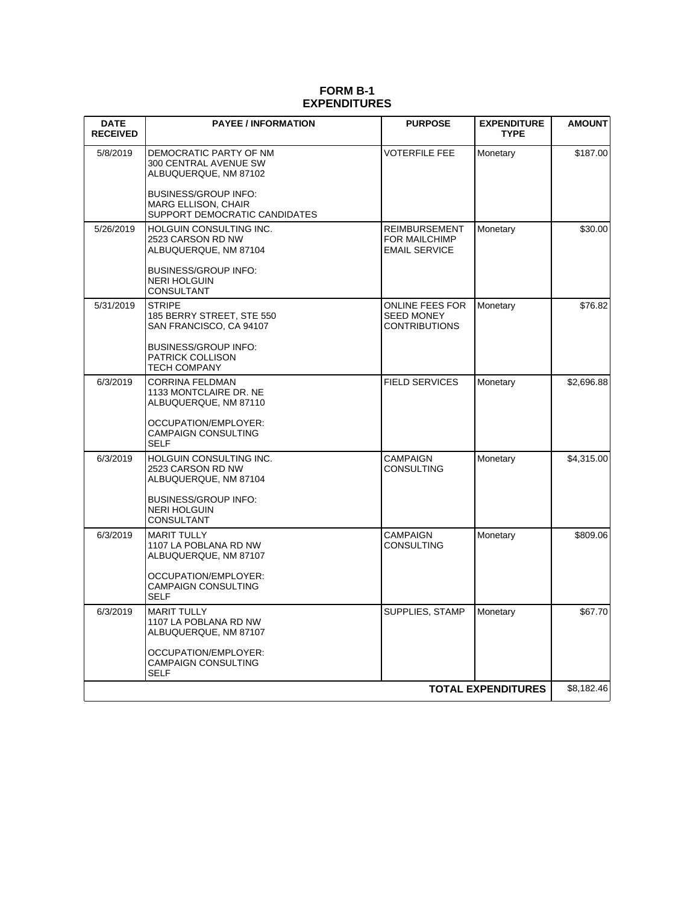# FORM B-1
# EXPENDITURES

| DATE RECEIVED | PAYEE / INFORMATION | PURPOSE | EXPENDITURE TYPE | AMOUNT |
|---|---|---|---|---|
| 5/8/2019 | DEMOCRATIC PARTY OF NM<br>300 CENTRAL AVENUE SW<br>ALBUQUERQUE, NM 87102<br><br>BUSINESS/GROUP INFO:<br>MARG ELLISON, CHAIR<br>SUPPORT DEMOCRATIC CANDIDATES | VOTERFILE FEE | Monetary | \$187.00 |
| 5/26/2019 | HOLGUIN CONSULTING INC.<br>2523 CARSON RD NW<br>ALBUQUERQUE, NM 87104<br><br>BUSINESS/GROUP INFO:<br>NERI HOLGUIN<br>CONSULTANT | REIMBURSEMENT FOR MAILCHIMP EMAIL SERVICE | Monetary | \$30.00 |
| 5/31/2019 | STRIPE<br>185 BERRY STREET, STE 550<br>SAN FRANCISCO, CA 94107<br><br>BUSINESS/GROUP INFO:<br>PATRICK COLLISON<br>TECH COMPANY | ONLINE FEES FOR SEED MONEY CONTRIBUTIONS | Monetary | \$76.82 |
| 6/3/2019 | CORRINA FELDMAN<br>1133 MONTCLAIRE DR. NE<br>ALBUQUERQUE, NM 87110<br><br>OCCUPATION/EMPLOYER:<br>CAMPAIGN CONSULTING<br>SELF | FIELD SERVICES | Monetary | \$2,696.88 |
| 6/3/2019 | HOLGUIN CONSULTING INC.<br>2523 CARSON RD NW<br>ALBUQUERQUE, NM 87104<br><br>BUSINESS/GROUP INFO:<br>NERI HOLGUIN<br>CONSULTANT | CAMPAIGN CONSULTING | Monetary | \$4,315.00 |
| 6/3/2019 | MARIT TULLY<br>1107 LA POBLANA RD NW<br>ALBUQUERQUE, NM 87107<br><br>OCCUPATION/EMPLOYER:<br>CAMPAIGN CONSULTING<br>SELF | CAMPAIGN CONSULTING | Monetary | \$809.06 |
| 6/3/2019 | MARIT TULLY<br>1107 LA POBLANA RD NW<br>ALBUQUERQUE, NM 87107<br><br>OCCUPATION/EMPLOYER:<br>CAMPAIGN CONSULTING<br>SELF | SUPPLIES, STAMP | Monetary | \$67.70 |
| | | | **TOTAL EXPENDITURES** | \$8,182.46 |